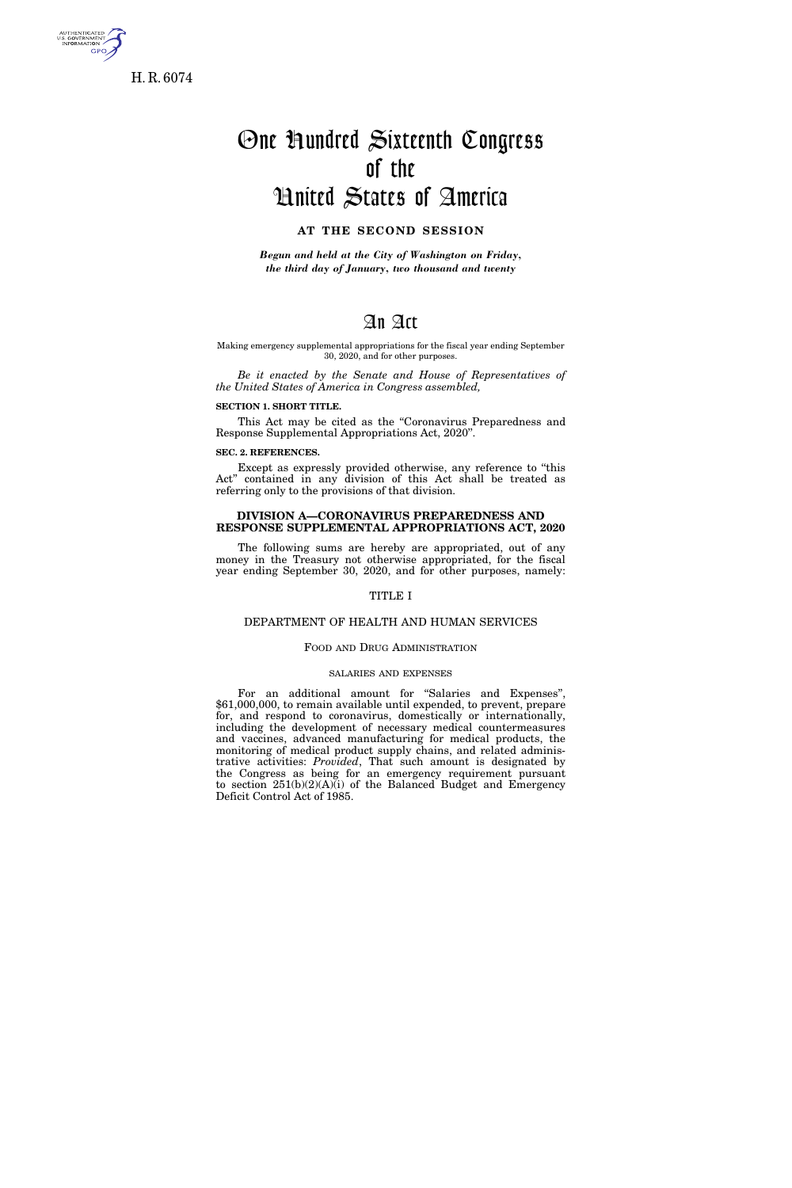H. R. 6074

# One Hundred Sixteenth Congress of the United States of America

**AT THE SECOND SESSION**

*Begun and held at the City of Washington on Friday, the third day of January, two thousand and twenty*

# An Act

Making emergency supplemental appropriations for the fiscal year ending September 30, 2020, and for other purposes.

*Be it enacted by the Senate and House of Representatives of the United States of America in Congress assembled,*

**SECTION 1. SHORT TITLE.**

This Act may be cited as the "Coronavirus Preparedness and Response Supplemental Appropriations Act, 2020".

**SEC. 2. REFERENCES.**

Except as expressly provided otherwise, any reference to "this Act" contained in any division of this Act shall be treated as referring only to the provisions of that division.

## DIVISION A—CORONAVIRUS PREPAREDNESS AND RESPONSE SUPPLEMENTAL APPROPRIATIONS ACT, 2020

The following sums are hereby are appropriated, out of any money in the Treasury not otherwise appropriated, for the fiscal year ending September 30, 2020, and for other purposes, namely:

### TITLE I

### DEPARTMENT OF HEALTH AND HUMAN SERVICES

#### FOOD AND DRUG ADMINISTRATION

##### SALARIES AND EXPENSES

For an additional amount for "Salaries and Expenses", $61,000,000, to remain available until expended, to prevent, prepare for, and respond to coronavirus, domestically or internationally, including the development of necessary medical countermeasures and vaccines, advanced manufacturing for medical products, the monitoring of medical product supply chains, and related administrative activities: *Provided*, That such amount is designated by the Congress as being for an emergency requirement pursuant to section 251(b)(2)(A)(i) of the Balanced Budget and Emergency Deficit Control Act of 1985.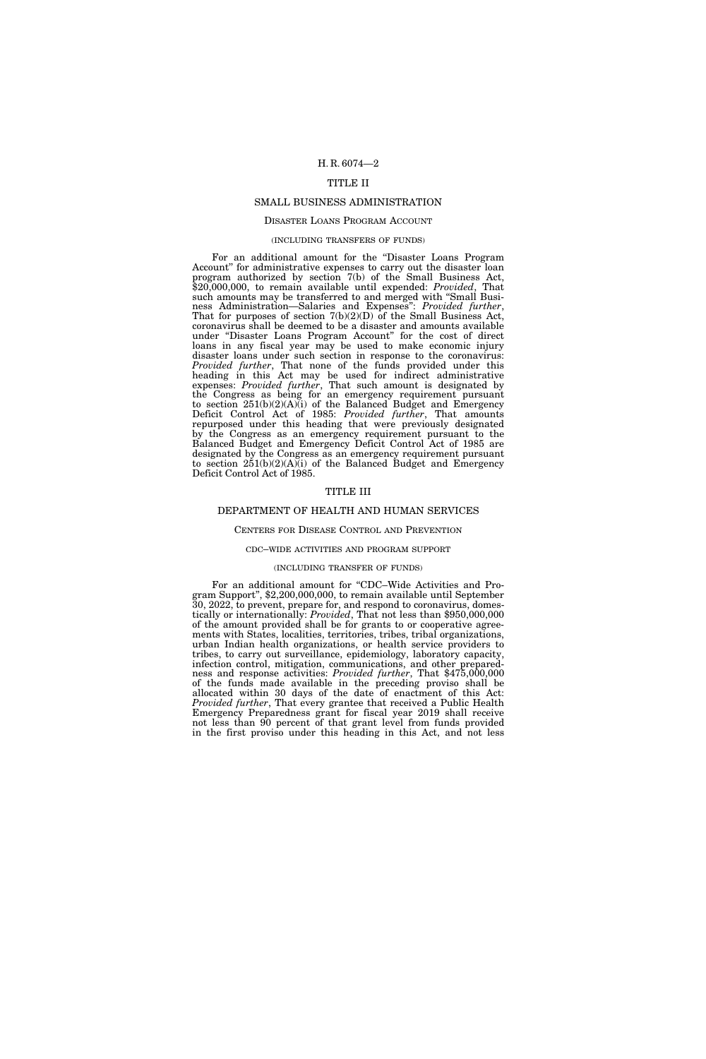## TITLE II

## SMALL BUSINESS ADMINISTRATION

### Disaster Loans Program Account

#### (INCLUDING TRANSFERS OF FUNDS)

For an additional amount for the "Disaster Loans Program Account" for administrative expenses to carry out the disaster loan program authorized by section 7(b) of the Small Business Act, $20,000,000, to remain available until expended: *Provided*, That such amounts may be transferred to and merged with "Small Business Administration—Salaries and Expenses": *Provided further*, That for purposes of section 7(b)(2)(D) of the Small Business Act, coronavirus shall be deemed to be a disaster and amounts available under "Disaster Loans Program Account" for the cost of direct loans in any fiscal year may be used to make economic injury disaster loans under such section in response to the coronavirus: *Provided further*, That none of the funds provided under this heading in this Act may be used for indirect administrative expenses: *Provided further*, That such amount is designated by the Congress as being for an emergency requirement pursuant to section 251(b)(2)(A)(i) of the Balanced Budget and Emergency Deficit Control Act of 1985: *Provided further*, That amounts repurposed under this heading that were previously designated by the Congress as an emergency requirement pursuant to the Balanced Budget and Emergency Deficit Control Act of 1985 are designated by the Congress as an emergency requirement pursuant to section 251(b)(2)(A)(i) of the Balanced Budget and Emergency Deficit Control Act of 1985.

## TITLE III

## DEPARTMENT OF HEALTH AND HUMAN SERVICES

### Centers for Disease Control and Prevention

#### CDC–WIDE ACTIVITIES AND PROGRAM SUPPORT

#### (INCLUDING TRANSFER OF FUNDS)

For an additional amount for "CDC–Wide Activities and Program Support", $2,200,000,000, to remain available until September 30, 2022, to prevent, prepare for, and respond to coronavirus, domestically or internationally: *Provided*, That not less than $950,000,000 of the amount provided shall be for grants to or cooperative agreements with States, localities, territories, tribes, tribal organizations, urban Indian health organizations, or health service providers to tribes, to carry out surveillance, epidemiology, laboratory capacity, infection control, mitigation, communications, and other preparedness and response activities: *Provided further*, That $475,000,000 of the funds made available in the preceding proviso shall be allocated within 30 days of the date of enactment of this Act: *Provided further*, That every grantee that received a Public Health Emergency Preparedness grant for fiscal year 2019 shall receive not less than 90 percent of that grant level from funds provided in the first proviso under this heading in this Act, and not less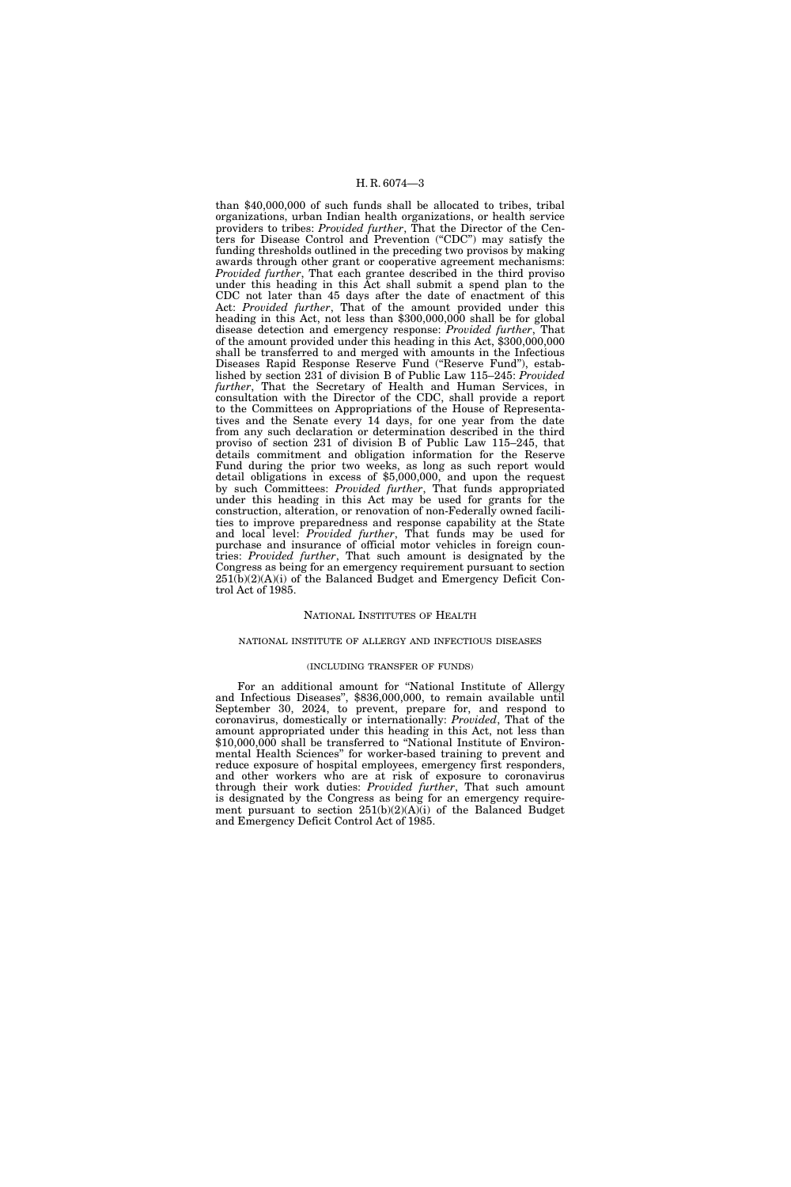than $40,000,000 of such funds shall be allocated to tribes, tribal organizations, urban Indian health organizations, or health service providers to tribes: *Provided further*, That the Director of the Centers for Disease Control and Prevention ("CDC") may satisfy the funding thresholds outlined in the preceding two provisos by making awards through other grant or cooperative agreement mechanisms: *Provided further*, That each grantee described in the third proviso under this heading in this Act shall submit a spend plan to the CDC not later than 45 days after the date of enactment of this Act: *Provided further*, That of the amount provided under this heading in this Act, not less than $300,000,000 shall be for global disease detection and emergency response: *Provided further*, That of the amount provided under this heading in this Act, $300,000,000 shall be transferred to and merged with amounts in the Infectious Diseases Rapid Response Reserve Fund ("Reserve Fund"), established by section 231 of division B of Public Law 115–245: *Provided further*, That the Secretary of Health and Human Services, in consultation with the Director of the CDC, shall provide a report to the Committees on Appropriations of the House of Representatives and the Senate every 14 days, for one year from the date from any such declaration or determination described in the third proviso of section 231 of division B of Public Law 115–245, that details commitment and obligation information for the Reserve Fund during the prior two weeks, as long as such report would detail obligations in excess of $5,000,000, and upon the request by such Committees: *Provided further*, That funds appropriated under this heading in this Act may be used for grants for the construction, alteration, or renovation of non-Federally owned facilities to improve preparedness and response capability at the State and local level: *Provided further*, That funds may be used for purchase and insurance of official motor vehicles in foreign countries: *Provided further*, That such amount is designated by the Congress as being for an emergency requirement pursuant to section 251(b)(2)(A)(i) of the Balanced Budget and Emergency Deficit Control Act of 1985.

## NATIONAL INSTITUTES OF HEALTH

### NATIONAL INSTITUTE OF ALLERGY AND INFECTIOUS DISEASES

(INCLUDING TRANSFER OF FUNDS)

For an additional amount for "National Institute of Allergy and Infectious Diseases", $836,000,000, to remain available until September 30, 2024, to prevent, prepare for, and respond to coronavirus, domestically or internationally: *Provided*, That of the amount appropriated under this heading in this Act, not less than $10,000,000 shall be transferred to "National Institute of Environmental Health Sciences" for worker-based training to prevent and reduce exposure of hospital employees, emergency first responders, and other workers who are at risk of exposure to coronavirus through their work duties: *Provided further*, That such amount is designated by the Congress as being for an emergency requirement pursuant to section 251(b)(2)(A)(i) of the Balanced Budget and Emergency Deficit Control Act of 1985.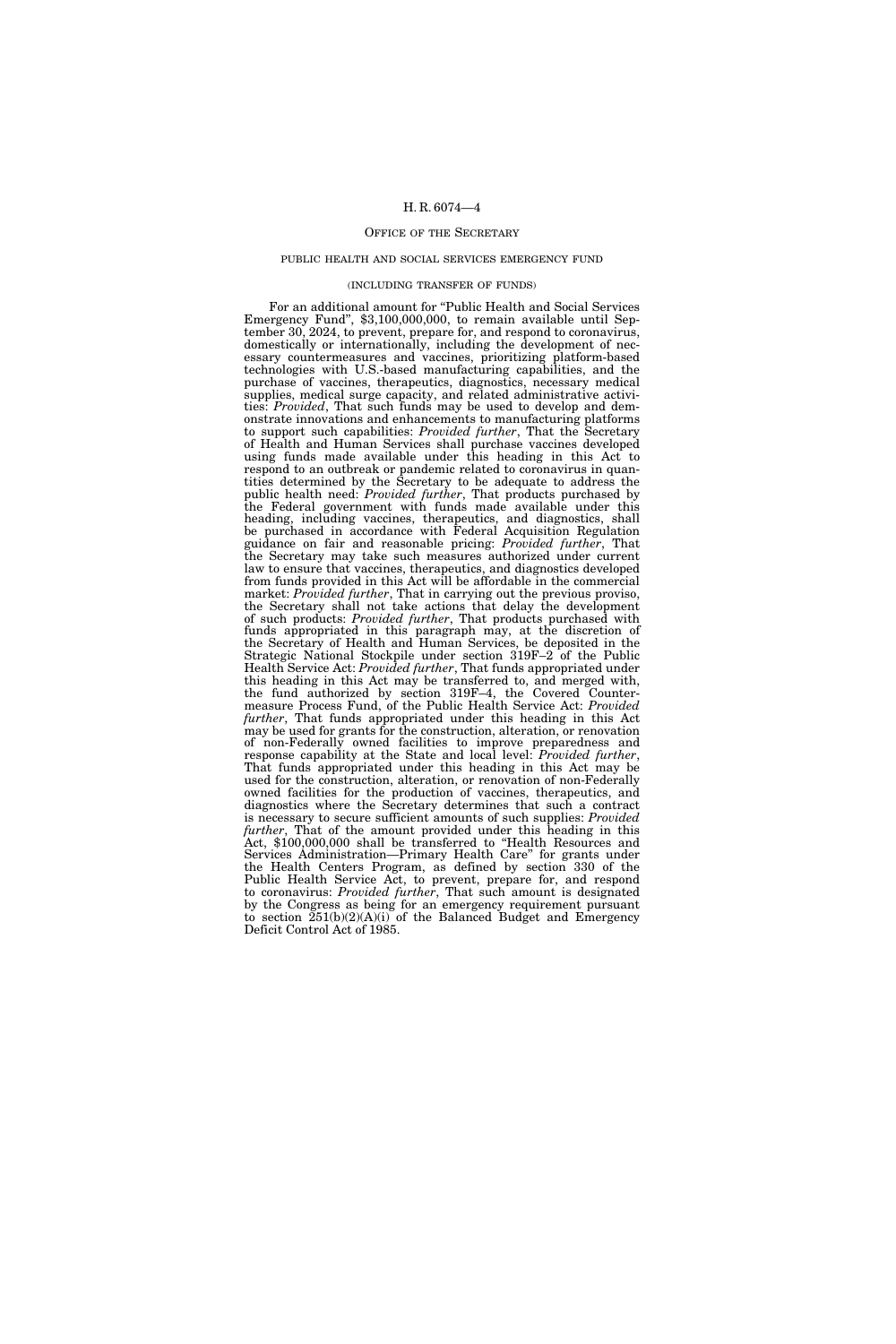## OFFICE OF THE SECRETARY

### PUBLIC HEALTH AND SOCIAL SERVICES EMERGENCY FUND

#### (INCLUDING TRANSFER OF FUNDS)

For an additional amount for "Public Health and Social Services Emergency Fund", $3,100,000,000, to remain available until September 30, 2024, to prevent, prepare for, and respond to coronavirus, domestically or internationally, including the development of necessary countermeasures and vaccines, prioritizing platform-based technologies with U.S.-based manufacturing capabilities, and the purchase of vaccines, therapeutics, diagnostics, necessary medical supplies, medical surge capacity, and related administrative activities: *Provided*, That such funds may be used to develop and demonstrate innovations and enhancements to manufacturing platforms to support such capabilities: *Provided further*, That the Secretary of Health and Human Services shall purchase vaccines developed using funds made available under this heading in this Act to respond to an outbreak or pandemic related to coronavirus in quantities determined by the Secretary to be adequate to address the public health need: *Provided further*, That products purchased by the Federal government with funds made available under this heading, including vaccines, therapeutics, and diagnostics, shall be purchased in accordance with Federal Acquisition Regulation guidance on fair and reasonable pricing: *Provided further*, That the Secretary may take such measures authorized under current law to ensure that vaccines, therapeutics, and diagnostics developed from funds provided in this Act will be affordable in the commercial market: *Provided further*, That in carrying out the previous proviso, the Secretary shall not take actions that delay the development of such products: *Provided further*, That products purchased with funds appropriated in this paragraph may, at the discretion of the Secretary of Health and Human Services, be deposited in the Strategic National Stockpile under section 319F–2 of the Public Health Service Act: *Provided further*, That funds appropriated under this heading in this Act may be transferred to, and merged with, the fund authorized by section 319F–4, the Covered Countermeasure Process Fund, of the Public Health Service Act: *Provided further*, That funds appropriated under this heading in this Act may be used for grants for the construction, alteration, or renovation of non-Federally owned facilities to improve preparedness and response capability at the State and local level: *Provided further*, That funds appropriated under this heading in this Act may be used for the construction, alteration, or renovation of non-Federally owned facilities for the production of vaccines, therapeutics, and diagnostics where the Secretary determines that such a contract is necessary to secure sufficient amounts of such supplies: *Provided further*, That of the amount provided under this heading in this Act, $100,000,000 shall be transferred to "Health Resources and Services Administration—Primary Health Care" for grants under the Health Centers Program, as defined by section 330 of the Public Health Service Act, to prevent, prepare for, and respond to coronavirus: *Provided further*, That such amount is designated by the Congress as being for an emergency requirement pursuant to section 251(b)(2)(A)(i) of the Balanced Budget and Emergency Deficit Control Act of 1985.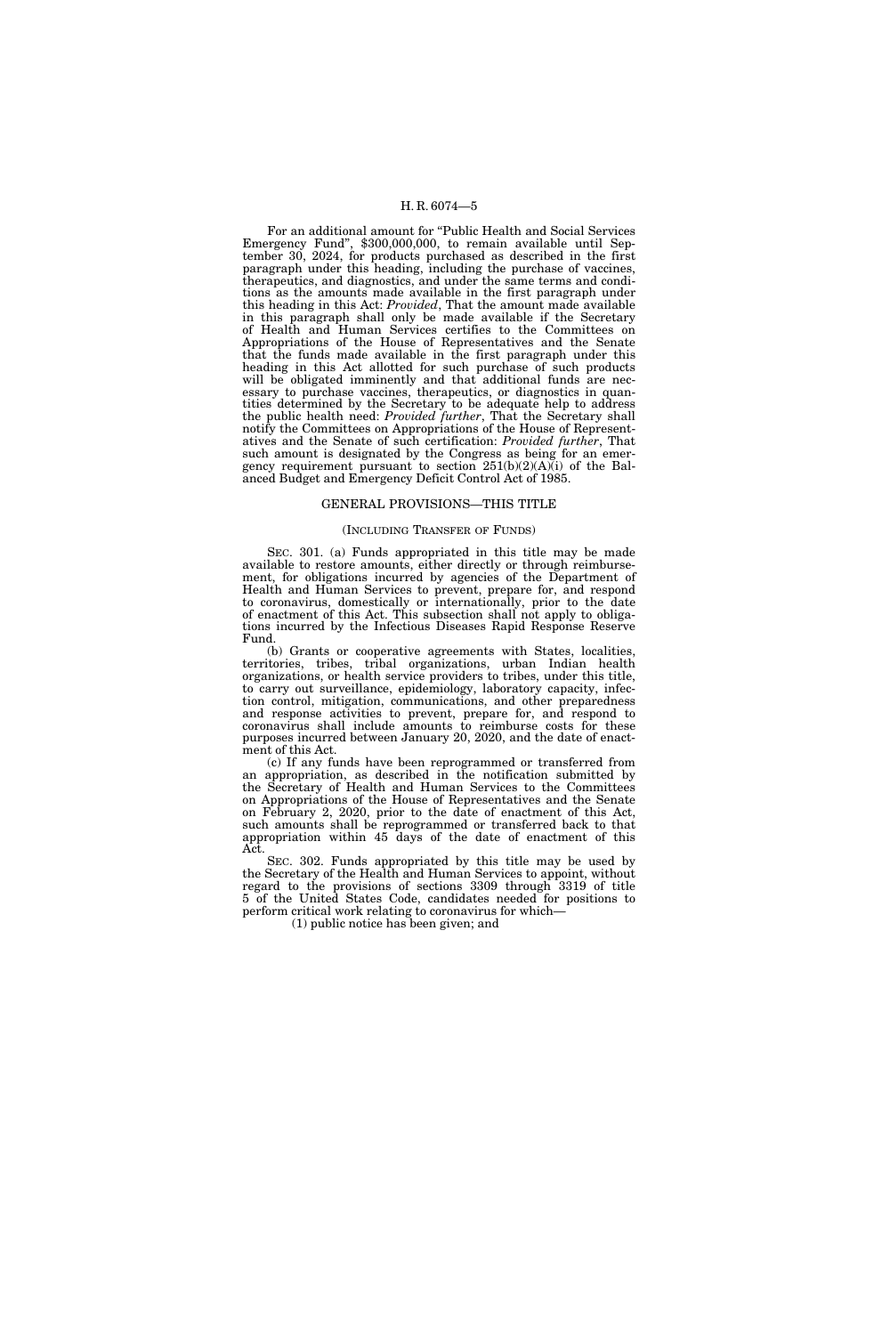For an additional amount for "Public Health and Social Services Emergency Fund", $300,000,000, to remain available until September 30, 2024, for products purchased as described in the first paragraph under this heading, including the purchase of vaccines, therapeutics, and diagnostics, and under the same terms and conditions as the amounts made available in the first paragraph under this heading in this Act: *Provided*, That the amount made available in this paragraph shall only be made available if the Secretary of Health and Human Services certifies to the Committees on Appropriations of the House of Representatives and the Senate that the funds made available in the first paragraph under this heading in this Act allotted for such purchase of such products will be obligated imminently and that additional funds are necessary to purchase vaccines, therapeutics, or diagnostics in quantities determined by the Secretary to be adequate help to address the public health need: *Provided further*, That the Secretary shall notify the Committees on Appropriations of the House of Representatives and the Senate of such certification: *Provided further*, That such amount is designated by the Congress as being for an emergency requirement pursuant to section 251(b)(2)(A)(i) of the Balanced Budget and Emergency Deficit Control Act of 1985.

## GENERAL PROVISIONS—THIS TITLE

### (INCLUDING TRANSFER OF FUNDS)

SEC. 301. (a) Funds appropriated in this title may be made available to restore amounts, either directly or through reimbursement, for obligations incurred by agencies of the Department of Health and Human Services to prevent, prepare for, and respond to coronavirus, domestically or internationally, prior to the date of enactment of this Act. This subsection shall not apply to obligations incurred by the Infectious Diseases Rapid Response Reserve Fund.

(b) Grants or cooperative agreements with States, localities, territories, tribes, tribal organizations, urban Indian health organizations, or health service providers to tribes, under this title, to carry out surveillance, epidemiology, laboratory capacity, infection control, mitigation, communications, and other preparedness and response activities to prevent, prepare for, and respond to coronavirus shall include amounts to reimburse costs for these purposes incurred between January 20, 2020, and the date of enactment of this Act.

(c) If any funds have been reprogrammed or transferred from an appropriation, as described in the notification submitted by the Secretary of Health and Human Services to the Committees on Appropriations of the House of Representatives and the Senate on February 2, 2020, prior to the date of enactment of this Act, such amounts shall be reprogrammed or transferred back to that appropriation within 45 days of the date of enactment of this Act.

SEC. 302. Funds appropriated by this title may be used by the Secretary of the Health and Human Services to appoint, without regard to the provisions of sections 3309 through 3319 of title 5 of the United States Code, candidates needed for positions to perform critical work relating to coronavirus for which—

(1) public notice has been given; and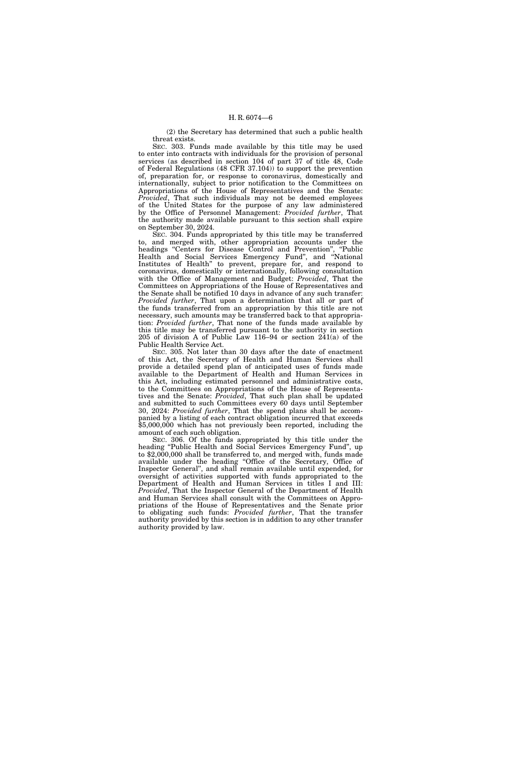(2) the Secretary has determined that such a public health threat exists.

SEC. 303. Funds made available by this title may be used to enter into contracts with individuals for the provision of personal services (as described in section 104 of part 37 of title 48, Code of Federal Regulations (48 CFR 37.104)) to support the prevention of, preparation for, or response to coronavirus, domestically and internationally, subject to prior notification to the Committees on Appropriations of the House of Representatives and the Senate: *Provided*, That such individuals may not be deemed employees of the United States for the purpose of any law administered by the Office of Personnel Management: *Provided further*, That the authority made available pursuant to this section shall expire on September 30, 2024.

SEC. 304. Funds appropriated by this title may be transferred to, and merged with, other appropriation accounts under the headings "Centers for Disease Control and Prevention", "Public Health and Social Services Emergency Fund", and "National Institutes of Health" to prevent, prepare for, and respond to coronavirus, domestically or internationally, following consultation with the Office of Management and Budget: *Provided*, That the Committees on Appropriations of the House of Representatives and the Senate shall be notified 10 days in advance of any such transfer: *Provided further*, That upon a determination that all or part of the funds transferred from an appropriation by this title are not necessary, such amounts may be transferred back to that appropriation: *Provided further*, That none of the funds made available by this title may be transferred pursuant to the authority in section 205 of division A of Public Law 116–94 or section 241(a) of the Public Health Service Act.

SEC. 305. Not later than 30 days after the date of enactment of this Act, the Secretary of Health and Human Services shall provide a detailed spend plan of anticipated uses of funds made available to the Department of Health and Human Services in this Act, including estimated personnel and administrative costs, to the Committees on Appropriations of the House of Representatives and the Senate: *Provided*, That such plan shall be updated and submitted to such Committees every 60 days until September 30, 2024: *Provided further*, That the spend plans shall be accompanied by a listing of each contract obligation incurred that exceeds $5,000,000 which has not previously been reported, including the amount of each such obligation.

SEC. 306. Of the funds appropriated by this title under the heading "Public Health and Social Services Emergency Fund", up to $2,000,000 shall be transferred to, and merged with, funds made available under the heading "Office of the Secretary, Office of Inspector General", and shall remain available until expended, for oversight of activities supported with funds appropriated to the Department of Health and Human Services in titles I and III: *Provided*, That the Inspector General of the Department of Health and Human Services shall consult with the Committees on Appropriations of the House of Representatives and the Senate prior to obligating such funds: *Provided further*, That the transfer authority provided by this section is in addition to any other transfer authority provided by law.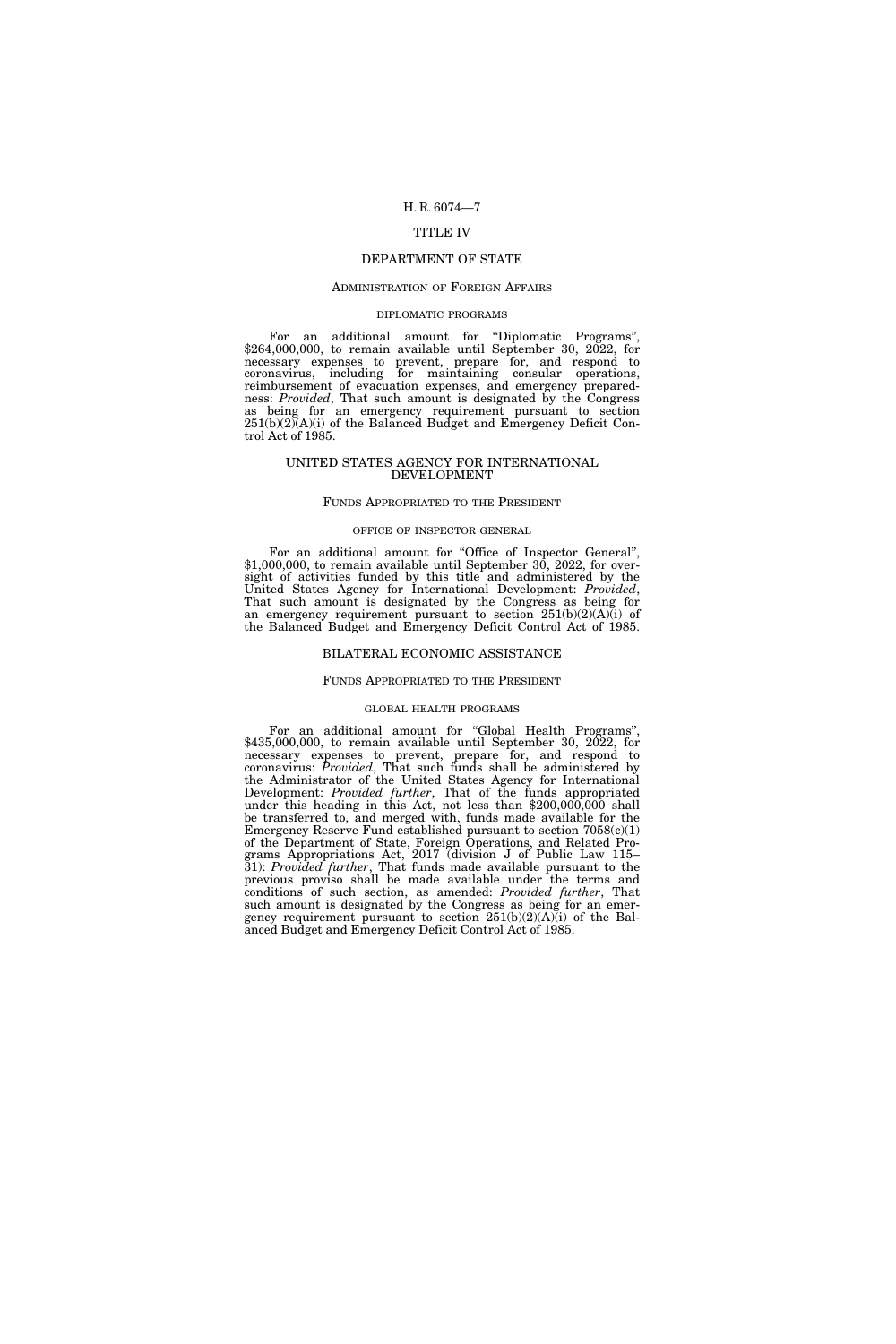# TITLE IV

# DEPARTMENT OF STATE

## ADMINISTRATION OF FOREIGN AFFAIRS

### DIPLOMATIC PROGRAMS

For an additional amount for "Diplomatic Programs", $264,000,000, to remain available until September 30, 2022, for necessary expenses to prevent, prepare for, and respond to coronavirus, including for maintaining consular operations, reimbursement of evacuation expenses, and emergency preparedness: *Provided*, That such amount is designated by the Congress as being for an emergency requirement pursuant to section 251(b)(2)(A)(i) of the Balanced Budget and Emergency Deficit Control Act of 1985.

# UNITED STATES AGENCY FOR INTERNATIONAL DEVELOPMENT

## FUNDS APPROPRIATED TO THE PRESIDENT

### OFFICE OF INSPECTOR GENERAL

For an additional amount for "Office of Inspector General", $1,000,000, to remain available until September 30, 2022, for oversight of activities funded by this title and administered by the United States Agency for International Development: *Provided*, That such amount is designated by the Congress as being for an emergency requirement pursuant to section 251(b)(2)(A)(i) of the Balanced Budget and Emergency Deficit Control Act of 1985.

# BILATERAL ECONOMIC ASSISTANCE

## FUNDS APPROPRIATED TO THE PRESIDENT

### GLOBAL HEALTH PROGRAMS

For an additional amount for "Global Health Programs", $435,000,000, to remain available until September 30, 2022, for necessary expenses to prevent, prepare for, and respond to coronavirus: *Provided*, That such funds shall be administered by the Administrator of the United States Agency for International Development: *Provided further*, That of the funds appropriated under this heading in this Act, not less than $200,000,000 shall be transferred to, and merged with, funds made available for the Emergency Reserve Fund established pursuant to section 7058(c)(1) of the Department of State, Foreign Operations, and Related Programs Appropriations Act, 2017 (division J of Public Law 115–31): *Provided further*, That funds made available pursuant to the previous proviso shall be made available under the terms and conditions of such section, as amended: *Provided further*, That such amount is designated by the Congress as being for an emergency requirement pursuant to section 251(b)(2)(A)(i) of the Balanced Budget and Emergency Deficit Control Act of 1985.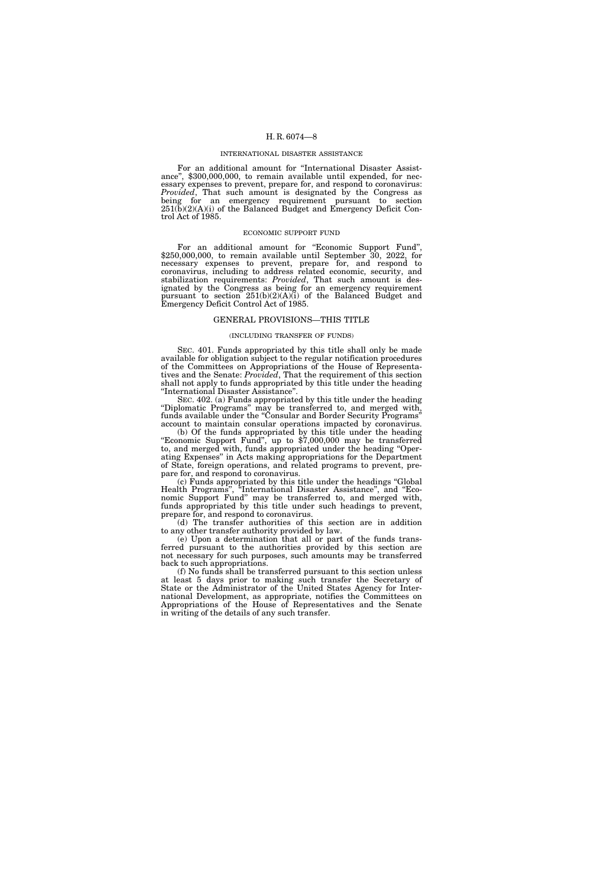## INTERNATIONAL DISASTER ASSISTANCE

For an additional amount for "International Disaster Assistance", $300,000,000, to remain available until expended, for necessary expenses to prevent, prepare for, and respond to coronavirus: *Provided*, That such amount is designated by the Congress as being for an emergency requirement pursuant to section 251(b)(2)(A)(i) of the Balanced Budget and Emergency Deficit Control Act of 1985.

## ECONOMIC SUPPORT FUND

For an additional amount for "Economic Support Fund", $250,000,000, to remain available until September 30, 2022, for necessary expenses to prevent, prepare for, and respond to coronavirus, including to address related economic, security, and stabilization requirements: *Provided*, That such amount is designated by the Congress as being for an emergency requirement pursuant to section 251(b)(2)(A)(i) of the Balanced Budget and Emergency Deficit Control Act of 1985.

## GENERAL PROVISIONS—THIS TITLE

(INCLUDING TRANSFER OF FUNDS)

SEC. 401. Funds appropriated by this title shall only be made available for obligation subject to the regular notification procedures of the Committees on Appropriations of the House of Representatives and the Senate: *Provided*, That the requirement of this section shall not apply to funds appropriated by this title under the heading "International Disaster Assistance".

SEC. 402. (a) Funds appropriated by this title under the heading "Diplomatic Programs" may be transferred to, and merged with, funds available under the "Consular and Border Security Programs" account to maintain consular operations impacted by coronavirus.

(b) Of the funds appropriated by this title under the heading "Economic Support Fund", up to $7,000,000 may be transferred to, and merged with, funds appropriated under the heading "Operating Expenses" in Acts making appropriations for the Department of State, foreign operations, and related programs to prevent, prepare for, and respond to coronavirus.

(c) Funds appropriated by this title under the headings "Global Health Programs", "International Disaster Assistance", and "Economic Support Fund" may be transferred to, and merged with, funds appropriated by this title under such headings to prevent, prepare for, and respond to coronavirus.

(d) The transfer authorities of this section are in addition to any other transfer authority provided by law.

(e) Upon a determination that all or part of the funds transferred pursuant to the authorities provided by this section are not necessary for such purposes, such amounts may be transferred back to such appropriations.

(f) No funds shall be transferred pursuant to this section unless at least 5 days prior to making such transfer the Secretary of State or the Administrator of the United States Agency for International Development, as appropriate, notifies the Committees on Appropriations of the House of Representatives and the Senate in writing of the details of any such transfer.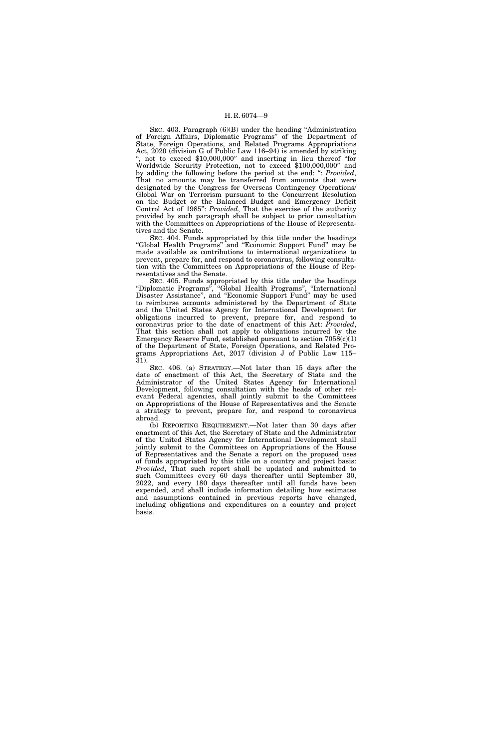SEC. 403. Paragraph (6)(B) under the heading "Administration of Foreign Affairs, Diplomatic Programs" of the Department of State, Foreign Operations, and Related Programs Appropriations Act, 2020 (division G of Public Law 116–94) is amended by striking ", not to exceed $10,000,000" and inserting in lieu thereof "for Worldwide Security Protection, not to exceed $100,000,000" and by adding the following before the period at the end: ": *Provided*, That no amounts may be transferred from amounts that were designated by the Congress for Overseas Contingency Operations/Global War on Terrorism pursuant to the Concurrent Resolution on the Budget or the Balanced Budget and Emergency Deficit Control Act of 1985": *Provided*, That the exercise of the authority provided by such paragraph shall be subject to prior consultation with the Committees on Appropriations of the House of Representatives and the Senate.

SEC. 404. Funds appropriated by this title under the headings "Global Health Programs" and "Economic Support Fund" may be made available as contributions to international organizations to prevent, prepare for, and respond to coronavirus, following consultation with the Committees on Appropriations of the House of Representatives and the Senate.

SEC. 405. Funds appropriated by this title under the headings "Diplomatic Programs", "Global Health Programs", "International Disaster Assistance", and "Economic Support Fund" may be used to reimburse accounts administered by the Department of State and the United States Agency for International Development for obligations incurred to prevent, prepare for, and respond to coronavirus prior to the date of enactment of this Act: *Provided*, That this section shall not apply to obligations incurred by the Emergency Reserve Fund, established pursuant to section 7058(c)(1) of the Department of State, Foreign Operations, and Related Programs Appropriations Act, 2017 (division J of Public Law 115–31).

SEC. 406. (a) STRATEGY.—Not later than 15 days after the date of enactment of this Act, the Secretary of State and the Administrator of the United States Agency for International Development, following consultation with the heads of other relevant Federal agencies, shall jointly submit to the Committees on Appropriations of the House of Representatives and the Senate a strategy to prevent, prepare for, and respond to coronavirus abroad.

(b) REPORTING REQUIREMENT.—Not later than 30 days after enactment of this Act, the Secretary of State and the Administrator of the United States Agency for International Development shall jointly submit to the Committees on Appropriations of the House of Representatives and the Senate a report on the proposed uses of funds appropriated by this title on a country and project basis: *Provided*, That such report shall be updated and submitted to such Committees every 60 days thereafter until September 30, 2022, and every 180 days thereafter until all funds have been expended, and shall include information detailing how estimates and assumptions contained in previous reports have changed, including obligations and expenditures on a country and project basis.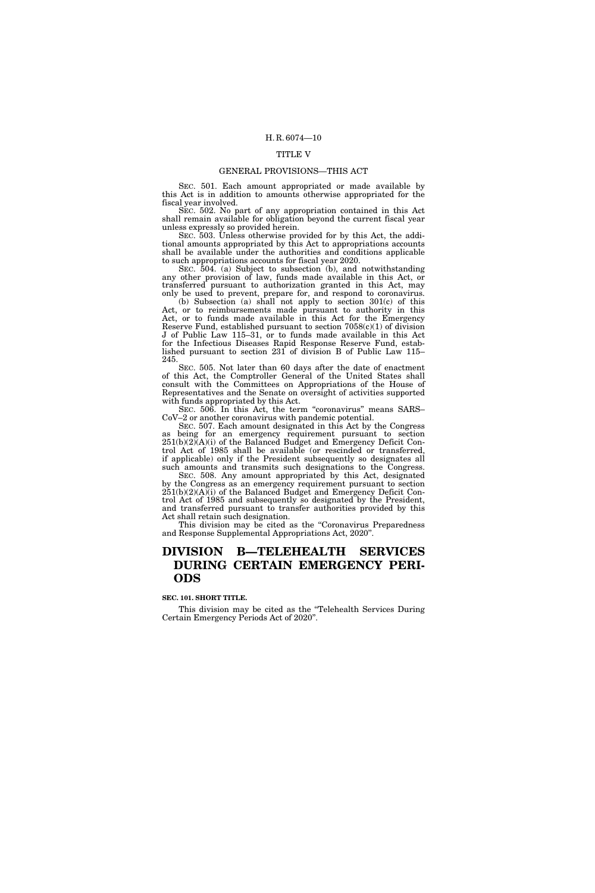## TITLE V

### GENERAL PROVISIONS—THIS ACT

SEC. 501. Each amount appropriated or made available by this Act is in addition to amounts otherwise appropriated for the fiscal year involved.

SEC. 502. No part of any appropriation contained in this Act shall remain available for obligation beyond the current fiscal year unless expressly so provided herein.

SEC. 503. Unless otherwise provided for by this Act, the additional amounts appropriated by this Act to appropriations accounts shall be available under the authorities and conditions applicable to such appropriations accounts for fiscal year 2020.

SEC. 504. (a) Subject to subsection (b), and notwithstanding any other provision of law, funds made available in this Act, or transferred pursuant to authorization granted in this Act, may only be used to prevent, prepare for, and respond to coronavirus.

(b) Subsection (a) shall not apply to section 301(c) of this Act, or to reimbursements made pursuant to authority in this Act, or to funds made available in this Act for the Emergency Reserve Fund, established pursuant to section 7058(c)(1) of division J of Public Law 115–31, or to funds made available in this Act for the Infectious Diseases Rapid Response Reserve Fund, established pursuant to section 231 of division B of Public Law 115–245.

SEC. 505. Not later than 60 days after the date of enactment of this Act, the Comptroller General of the United States shall consult with the Committees on Appropriations of the House of Representatives and the Senate on oversight of activities supported with funds appropriated by this Act.

SEC. 506. In this Act, the term "coronavirus" means SARS–CoV–2 or another coronavirus with pandemic potential.

SEC. 507. Each amount designated in this Act by the Congress as being for an emergency requirement pursuant to section 251(b)(2)(A)(i) of the Balanced Budget and Emergency Deficit Control Act of 1985 shall be available (or rescinded or transferred, if applicable) only if the President subsequently so designates all such amounts and transmits such designations to the Congress.

SEC. 508. Any amount appropriated by this Act, designated by the Congress as an emergency requirement pursuant to section 251(b)(2)(A)(i) of the Balanced Budget and Emergency Deficit Control Act of 1985 and subsequently so designated by the President, and transferred pursuant to transfer authorities provided by this Act shall retain such designation.

This division may be cited as the "Coronavirus Preparedness and Response Supplemental Appropriations Act, 2020".

# DIVISION B—TELEHEALTH SERVICES DURING CERTAIN EMERGENCY PERIODS

**SEC. 101. SHORT TITLE.**

This division may be cited as the "Telehealth Services During Certain Emergency Periods Act of 2020".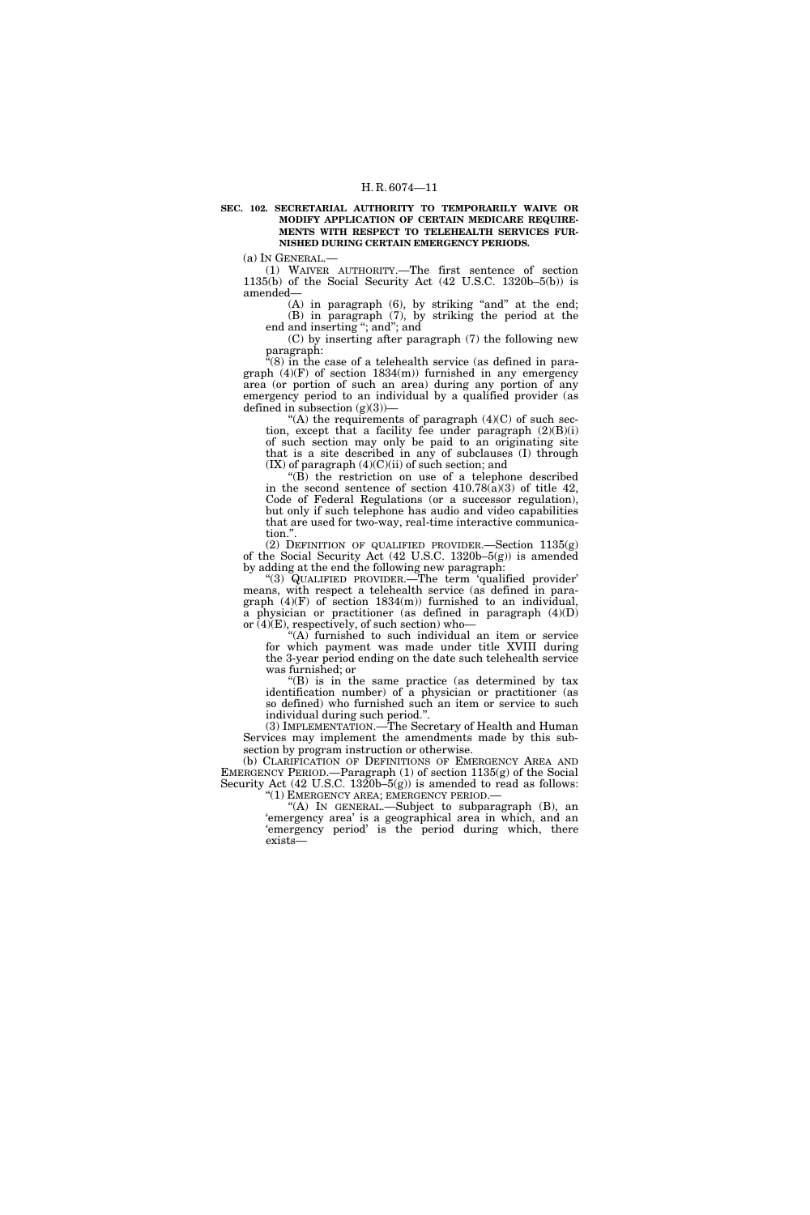**SEC. 102. SECRETARIAL AUTHORITY TO TEMPORARILY WAIVE OR MODIFY APPLICATION OF CERTAIN MEDICARE REQUIREMENTS WITH RESPECT TO TELEHEALTH SERVICES FURNISHED DURING CERTAIN EMERGENCY PERIODS.**

(a) IN GENERAL.—

(1) WAIVER AUTHORITY.—The first sentence of section 1135(b) of the Social Security Act (42 U.S.C. 1320b–5(b)) is amended—

(A) in paragraph (6), by striking "and" at the end;

(B) in paragraph (7), by striking the period at the end and inserting "; and"; and

(C) by inserting after paragraph (7) the following new paragraph:

"(8) in the case of a telehealth service (as defined in paragraph (4)(F) of section 1834(m)) furnished in any emergency area (or portion of such an area) during any portion of any emergency period to an individual by a qualified provider (as defined in subsection (g)(3))—

"(A) the requirements of paragraph (4)(C) of such section, except that a facility fee under paragraph (2)(B)(i) of such section may only be paid to an originating site that is a site described in any of subclauses (I) through (IX) of paragraph (4)(C)(ii) of such section; and

"(B) the restriction on use of a telephone described in the second sentence of section 410.78(a)(3) of title 42, Code of Federal Regulations (or a successor regulation), but only if such telephone has audio and video capabilities that are used for two-way, real-time interactive communication.".

(2) DEFINITION OF QUALIFIED PROVIDER.—Section 1135(g) of the Social Security Act (42 U.S.C. 1320b–5(g)) is amended by adding at the end the following new paragraph:

"(3) QUALIFIED PROVIDER.—The term 'qualified provider' means, with respect a telehealth service (as defined in paragraph (4)(F) of section 1834(m)) furnished to an individual, a physician or practitioner (as defined in paragraph (4)(D) or (4)(E), respectively, of such section) who—

"(A) furnished to such individual an item or service for which payment was made under title XVIII during the 3-year period ending on the date such telehealth service was furnished; or

"(B) is in the same practice (as determined by tax identification number) of a physician or practitioner (as so defined) who furnished such an item or service to such individual during such period.".

(3) IMPLEMENTATION.—The Secretary of Health and Human Services may implement the amendments made by this subsection by program instruction or otherwise.

(b) CLARIFICATION OF DEFINITIONS OF EMERGENCY AREA AND EMERGENCY PERIOD.—Paragraph (1) of section 1135(g) of the Social Security Act (42 U.S.C. 1320b–5(g)) is amended to read as follows:

"(1) EMERGENCY AREA; EMERGENCY PERIOD.—

"(A) IN GENERAL.—Subject to subparagraph (B), an 'emergency area' is a geographical area in which, and an 'emergency period' is the period during which, there exists—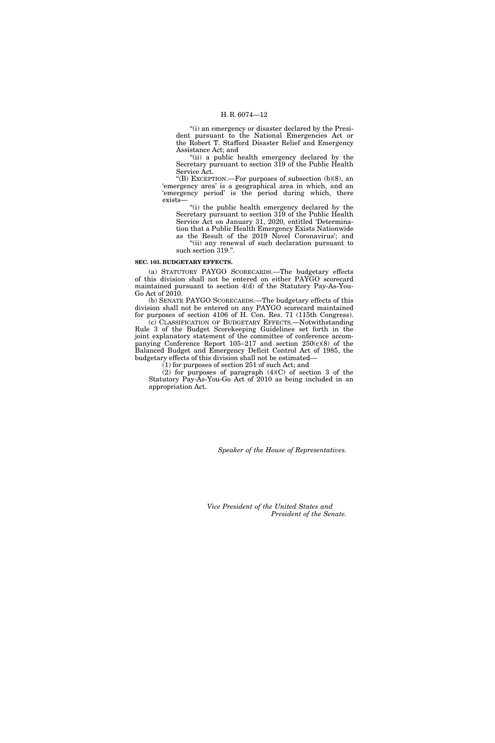"(i) an emergency or disaster declared by the President pursuant to the National Emergencies Act or the Robert T. Stafford Disaster Relief and Emergency Assistance Act; and

"(ii) a public health emergency declared by the Secretary pursuant to section 319 of the Public Health Service Act.

"(B) EXCEPTION.—For purposes of subsection (b)(8), an 'emergency area' is a geographical area in which, and an 'emergency period' is the period during which, there exists—

"(i) the public health emergency declared by the Secretary pursuant to section 319 of the Public Health Service Act on January 31, 2020, entitled 'Determination that a Public Health Emergency Exists Nationwide as the Result of the 2019 Novel Coronavirus'; and

"(ii) any renewal of such declaration pursuant to such section 319.".

**SEC. 103. BUDGETARY EFFECTS.**

(a) STATUTORY PAYGO SCORECARDS.—The budgetary effects of this division shall not be entered on either PAYGO scorecard maintained pursuant to section 4(d) of the Statutory Pay-As-You-Go Act of 2010.

(b) SENATE PAYGO SCORECARDS.—The budgetary effects of this division shall not be entered on any PAYGO scorecard maintained for purposes of section 4106 of H. Con. Res. 71 (115th Congress).

(c) CLASSIFICATION OF BUDGETARY EFFECTS.—Notwithstanding Rule 3 of the Budget Scorekeeping Guidelines set forth in the joint explanatory statement of the committee of conference accompanying Conference Report 105–217 and section 250(c)(8) of the Balanced Budget and Emergency Deficit Control Act of 1985, the budgetary effects of this division shall not be estimated—

(1) for purposes of section 251 of such Act; and

(2) for purposes of paragraph (4)(C) of section 3 of the Statutory Pay-As-You-Go Act of 2010 as being included in an appropriation Act.

*Speaker of the House of Representatives.*

*Vice President of the United States and President of the Senate.*